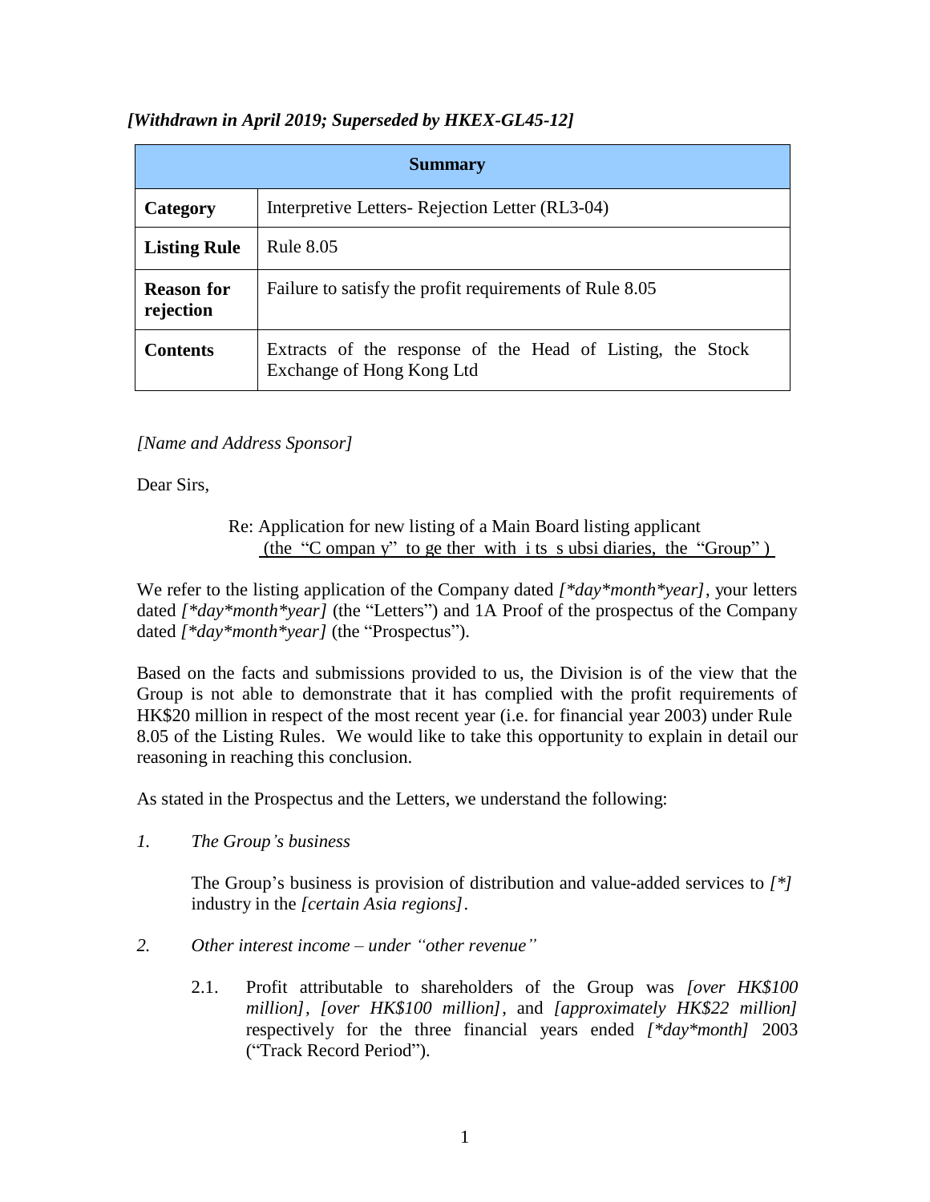*[Withdrawn in April 2019; Superseded by HKEX-GL45-12]*

| **Summary** | |
|---|---|
| **Category** | Interpretive Letters- Rejection Letter (RL3-04) |
| **Listing Rule** | Rule 8.05 |
| **Reason for rejection** | Failure to satisfy the profit requirements of Rule 8.05 |
| **Contents** | Extracts of the response of the Head of Listing, the Stock Exchange of Hong Kong Ltd |

*[Name and Address Sponsor]*

Dear Sirs,

Re: Application for new listing of a Main Board listing applicant (the "Company" together with its subsidiaries, the "Group")

We refer to the listing application of the Company dated *[\*day\*month\*year]*, your letters dated *[\*day\*month\*year]* (the "Letters") and 1A Proof of the prospectus of the Company dated *[\*day\*month\*year]* (the "Prospectus").

Based on the facts and submissions provided to us, the Division is of the view that the Group is not able to demonstrate that it has complied with the profit requirements of HK$20 million in respect of the most recent year (i.e. for financial year 2003) under Rule 8.05 of the Listing Rules. We would like to take this opportunity to explain in detail our reasoning in reaching this conclusion.

As stated in the Prospectus and the Letters, we understand the following:

1. *The Group's business*

   The Group's business is provision of distribution and value-added services to *[\*]* industry in the *[certain Asia regions]*.

2. *Other interest income – under "other revenue"*

   2.1. Profit attributable to shareholders of the Group was *[over HK$100 million]*, *[over HK$100 million]*, and *[approximately HK$22 million]* respectively for the three financial years ended *[\*day\*month]* 2003 ("Track Record Period").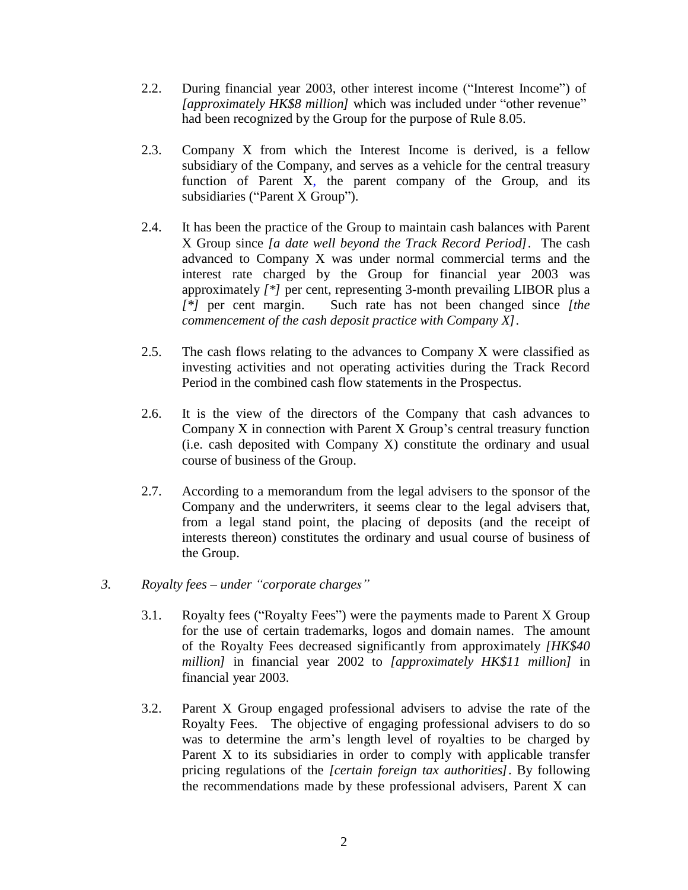2.2. During financial year 2003, other interest income ("Interest Income") of *[approximately HK$8 million]* which was included under "other revenue" had been recognized by the Group for the purpose of Rule 8.05.

2.3. Company X from which the Interest Income is derived, is a fellow subsidiary of the Company, and serves as a vehicle for the central treasury function of Parent X, the parent company of the Group, and its subsidiaries ("Parent X Group").

2.4. It has been the practice of the Group to maintain cash balances with Parent X Group since *[a date well beyond the Track Record Period]*. The cash advanced to Company X was under normal commercial terms and the interest rate charged by the Group for financial year 2003 was approximately *[*]* per cent, representing 3-month prevailing LIBOR plus a *[*]* per cent margin. Such rate has not been changed since *[the commencement of the cash deposit practice with Company X]*.

2.5. The cash flows relating to the advances to Company X were classified as investing activities and not operating activities during the Track Record Period in the combined cash flow statements in the Prospectus.

2.6. It is the view of the directors of the Company that cash advances to Company X in connection with Parent X Group's central treasury function (i.e. cash deposited with Company X) constitute the ordinary and usual course of business of the Group.

2.7. According to a memorandum from the legal advisers to the sponsor of the Company and the underwriters, it seems clear to the legal advisers that, from a legal stand point, the placing of deposits (and the receipt of interests thereon) constitutes the ordinary and usual course of business of the Group.

*3. Royalty fees – under "corporate charges"*

3.1. Royalty fees ("Royalty Fees") were the payments made to Parent X Group for the use of certain trademarks, logos and domain names. The amount of the Royalty Fees decreased significantly from approximately *[HK$40 million]* in financial year 2002 to *[approximately HK$11 million]* in financial year 2003.

3.2. Parent X Group engaged professional advisers to advise the rate of the Royalty Fees. The objective of engaging professional advisers to do so was to determine the arm's length level of royalties to be charged by Parent X to its subsidiaries in order to comply with applicable transfer pricing regulations of the *[certain foreign tax authorities]*. By following the recommendations made by these professional advisers, Parent X can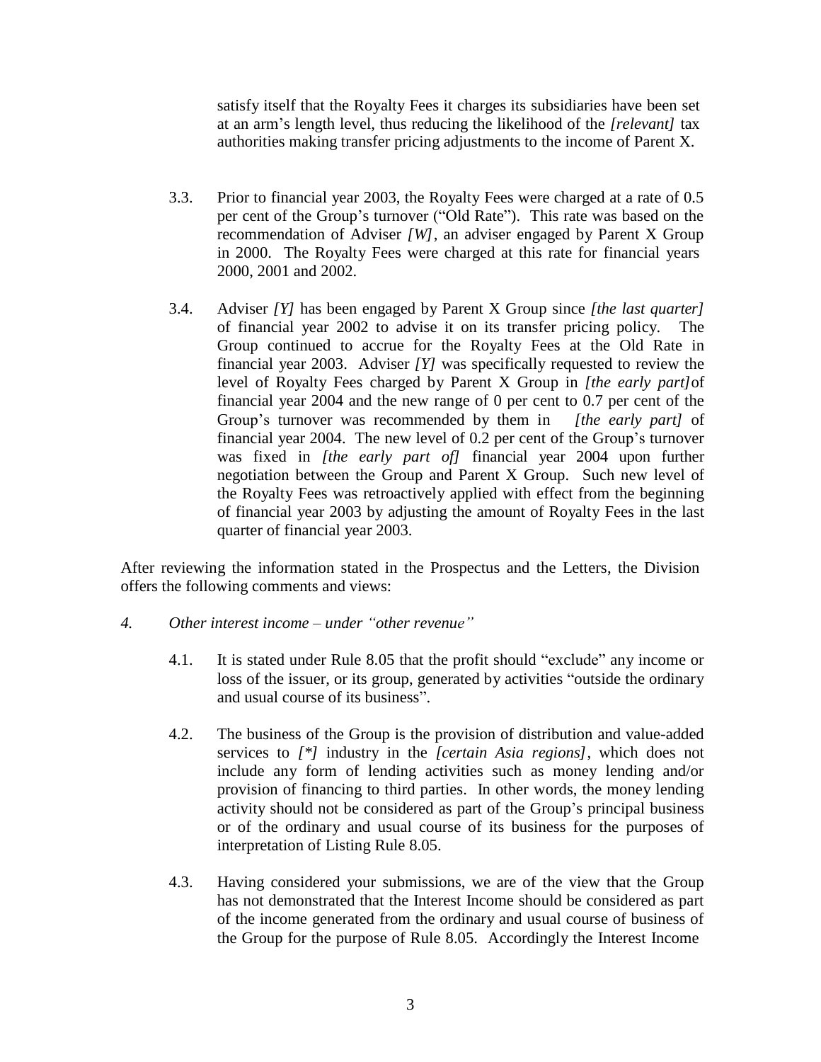satisfy itself that the Royalty Fees it charges its subsidiaries have been set at an arm's length level, thus reducing the likelihood of the *[relevant]* tax authorities making transfer pricing adjustments to the income of Parent X.

3.3. Prior to financial year 2003, the Royalty Fees were charged at a rate of 0.5 per cent of the Group's turnover ("Old Rate"). This rate was based on the recommendation of Adviser *[W]*, an adviser engaged by Parent X Group in 2000. The Royalty Fees were charged at this rate for financial years 2000, 2001 and 2002.

3.4. Adviser *[Y]* has been engaged by Parent X Group since *[the last quarter]* of financial year 2002 to advise it on its transfer pricing policy. The Group continued to accrue for the Royalty Fees at the Old Rate in financial year 2003. Adviser *[Y]* was specifically requested to review the level of Royalty Fees charged by Parent X Group in *[the early part]* of financial year 2004 and the new range of 0 per cent to 0.7 per cent of the Group's turnover was recommended by them in *[the early part]* of financial year 2004. The new level of 0.2 per cent of the Group's turnover was fixed in *[the early part of]* financial year 2004 upon further negotiation between the Group and Parent X Group. Such new level of the Royalty Fees was retroactively applied with effect from the beginning of financial year 2003 by adjusting the amount of Royalty Fees in the last quarter of financial year 2003.

After reviewing the information stated in the Prospectus and the Letters, the Division offers the following comments and views:

4. *Other interest income – under "other revenue"*

4.1. It is stated under Rule 8.05 that the profit should "exclude" any income or loss of the issuer, or its group, generated by activities "outside the ordinary and usual course of its business".

4.2. The business of the Group is the provision of distribution and value-added services to *[*]* industry in the *[certain Asia regions]*, which does not include any form of lending activities such as money lending and/or provision of financing to third parties. In other words, the money lending activity should not be considered as part of the Group's principal business or of the ordinary and usual course of its business for the purposes of interpretation of Listing Rule 8.05.

4.3. Having considered your submissions, we are of the view that the Group has not demonstrated that the Interest Income should be considered as part of the income generated from the ordinary and usual course of business of the Group for the purpose of Rule 8.05. Accordingly the Interest Income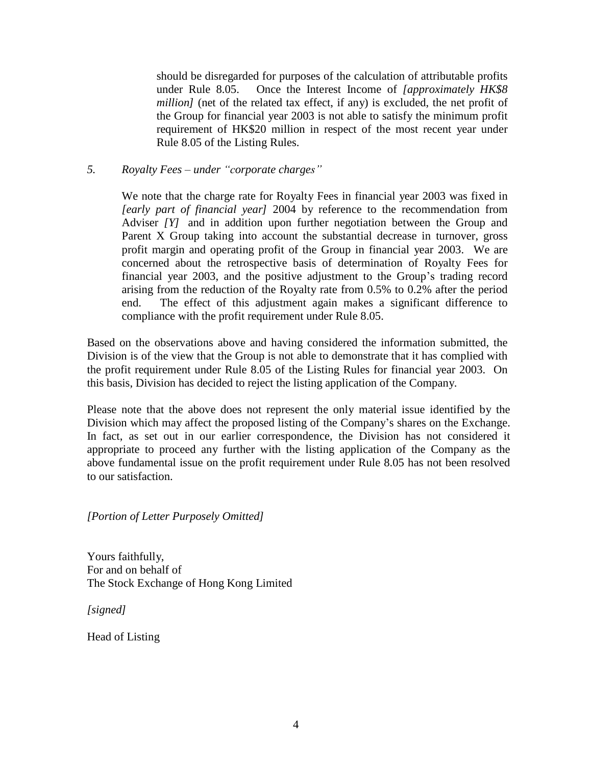should be disregarded for purposes of the calculation of attributable profits under Rule 8.05. Once the Interest Income of *[approximately HK$8 million]* (net of the related tax effect, if any) is excluded, the net profit of the Group for financial year 2003 is not able to satisfy the minimum profit requirement of HK$20 million in respect of the most recent year under Rule 8.05 of the Listing Rules.

*5. Royalty Fees – under "corporate charges"*

We note that the charge rate for Royalty Fees in financial year 2003 was fixed in *[early part of financial year]* 2004 by reference to the recommendation from Adviser *[Y]* and in addition upon further negotiation between the Group and Parent X Group taking into account the substantial decrease in turnover, gross profit margin and operating profit of the Group in financial year 2003. We are concerned about the retrospective basis of determination of Royalty Fees for financial year 2003, and the positive adjustment to the Group's trading record arising from the reduction of the Royalty rate from 0.5% to 0.2% after the period end. The effect of this adjustment again makes a significant difference to compliance with the profit requirement under Rule 8.05.

Based on the observations above and having considered the information submitted, the Division is of the view that the Group is not able to demonstrate that it has complied with the profit requirement under Rule 8.05 of the Listing Rules for financial year 2003. On this basis, Division has decided to reject the listing application of the Company.

Please note that the above does not represent the only material issue identified by the Division which may affect the proposed listing of the Company's shares on the Exchange. In fact, as set out in our earlier correspondence, the Division has not considered it appropriate to proceed any further with the listing application of the Company as the above fundamental issue on the profit requirement under Rule 8.05 has not been resolved to our satisfaction.

*[Portion of Letter Purposely Omitted]*

Yours faithfully,
For and on behalf of
The Stock Exchange of Hong Kong Limited

*[signed]*

Head of Listing